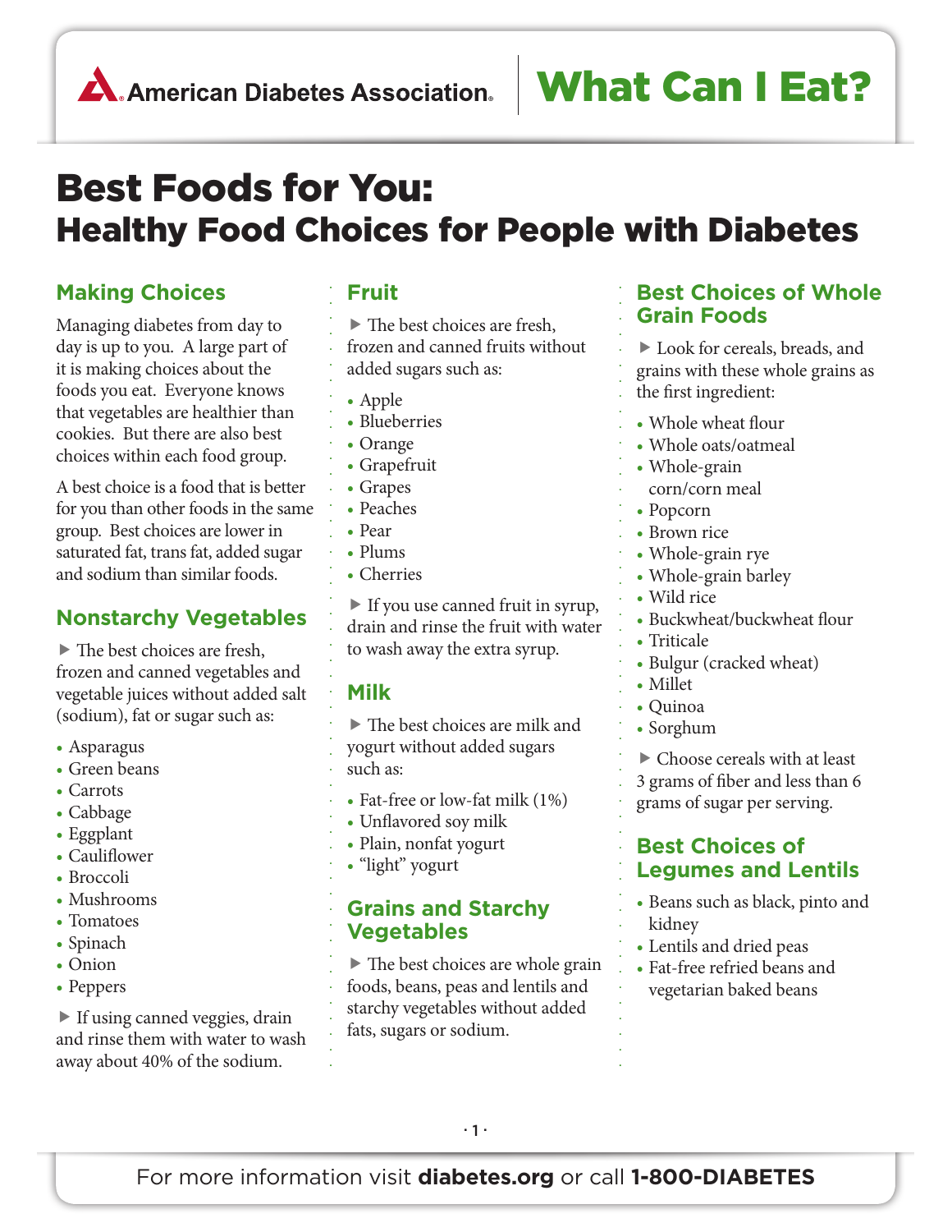American Diabetes Association. | **What Can I Eat?**

# Best Foods for You:
## Healthy Food Choices for People with Diabetes

### Making Choices

Managing diabetes from day to day is up to you. A large part of it is making choices about the foods you eat. Everyone knows that vegetables are healthier than cookies. But there are also best choices within each food group.

A best choice is a food that is better for you than other foods in the same group. Best choices are lower in saturated fat, trans fat, added sugar and sodium than similar foods.

### Nonstarchy Vegetables

▶ The best choices are fresh, frozen and canned vegetables and vegetable juices without added salt (sodium), fat or sugar such as:

- Asparagus
- Green beans
- Carrots
- Cabbage
- Eggplant
- Cauliflower
- Broccoli
- Mushrooms
- Tomatoes
- Spinach
- Onion
- Peppers

▶ If using canned veggies, drain and rinse them with water to wash away about 40% of the sodium.

### Fruit

▶ The best choices are fresh, frozen and canned fruits without added sugars such as:

- Apple
- Blueberries
- Orange
- Grapefruit
- Grapes
- Peaches
- Pear
- Plums
- Cherries

▶ If you use canned fruit in syrup, drain and rinse the fruit with water to wash away the extra syrup.

### Milk

▶ The best choices are milk and yogurt without added sugars such as:

- Fat-free or low-fat milk (1%)
- Unflavored soy milk
- Plain, nonfat yogurt
- "light" yogurt

### Grains and Starchy Vegetables

▶ The best choices are whole grain foods, beans, peas and lentils and starchy vegetables without added fats, sugars or sodium.

### Best Choices of Whole Grain Foods

▶ Look for cereals, breads, and grains with these whole grains as the first ingredient:

- Whole wheat flour
- Whole oats/oatmeal
- Whole-grain corn/corn meal
- Popcorn
- Brown rice
- Whole-grain rye
- Whole-grain barley
- Wild rice
- Buckwheat/buckwheat flour
- Triticale
- Bulgur (cracked wheat)
- Millet
- Quinoa
- Sorghum

▶ Choose cereals with at least 3 grams of fiber and less than 6 grams of sugar per serving.

### Best Choices of Legumes and Lentils

- Beans such as black, pinto and kidney
- Lentils and dried peas
- Fat-free refried beans and vegetarian baked beans

For more information visit **diabetes.org** or call **1-800-DIABETES**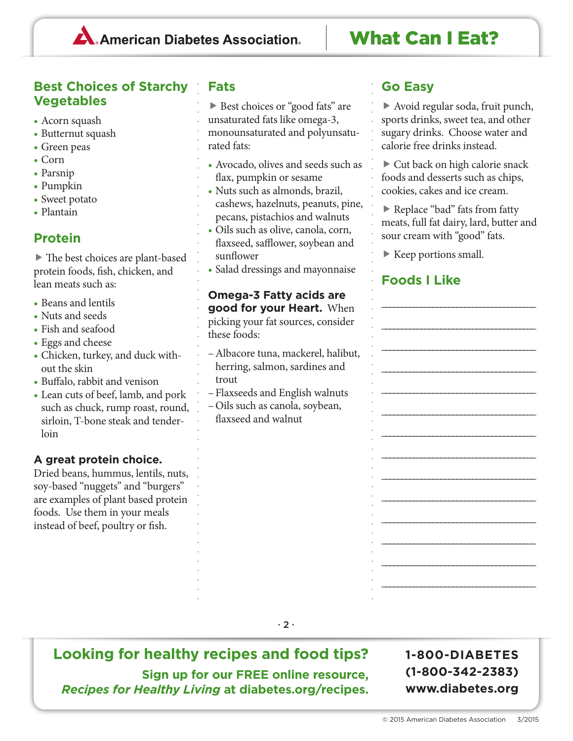## Best Choices of Starchy Vegetables

- Acorn squash
- Butternut squash
- Green peas
- Corn
- Parsnip
- Pumpkin
- Sweet potato
- Plantain

## Protein

▶ The best choices are plant-based protein foods, fish, chicken, and lean meats such as:

- Beans and lentils
- Nuts and seeds
- Fish and seafood
- Eggs and cheese
- Chicken, turkey, and duck without the skin
- Buffalo, rabbit and venison
- Lean cuts of beef, lamb, and pork such as chuck, rump roast, round, sirloin, T-bone steak and tenderloin

**A great protein choice.** Dried beans, hummus, lentils, nuts, soy-based "nuggets" and "burgers" are examples of plant based protein foods. Use them in your meals instead of beef, poultry or fish.

## Fats

▶ Best choices or "good fats" are unsaturated fats like omega-3, monounsaturated and polyunsaturated fats:

- Avocado, olives and seeds such as flax, pumpkin or sesame
- Nuts such as almonds, brazil, cashews, hazelnuts, peanuts, pine, pecans, pistachios and walnuts
- Oils such as olive, canola, corn, flaxseed, safflower, soybean and sunflower
- Salad dressings and mayonnaise

**Omega-3 Fatty acids are good for your Heart.** When picking your fat sources, consider these foods:

- Albacore tuna, mackerel, halibut, herring, salmon, sardines and trout
- Flaxseeds and English walnuts
- Oils such as canola, soybean, flaxseed and walnut

## Go Easy

▶ Avoid regular soda, fruit punch, sports drinks, sweet tea, and other sugary drinks. Choose water and calorie free drinks instead.

▶ Cut back on high calorie snack foods and desserts such as chips, cookies, cakes and ice cream.

▶ Replace "bad" fats from fatty meats, full fat dairy, lard, butter and sour cream with "good" fats.

▶ Keep portions small.

## Foods I Like

______________________________

______________________________

______________________________

______________________________

______________________________

______________________________

______________________________

______________________________

______________________________

______________________________

______________________________

______________________________

______________________________

______________________________

**Looking for healthy recipes and food tips?**

**Sign up for our FREE online resource, *Recipes for Healthy Living* at diabetes.org/recipes.**

**1-800-DIABETES (1-800-342-2383) www.diabetes.org**

© 2015 American Diabetes Association 3/2015